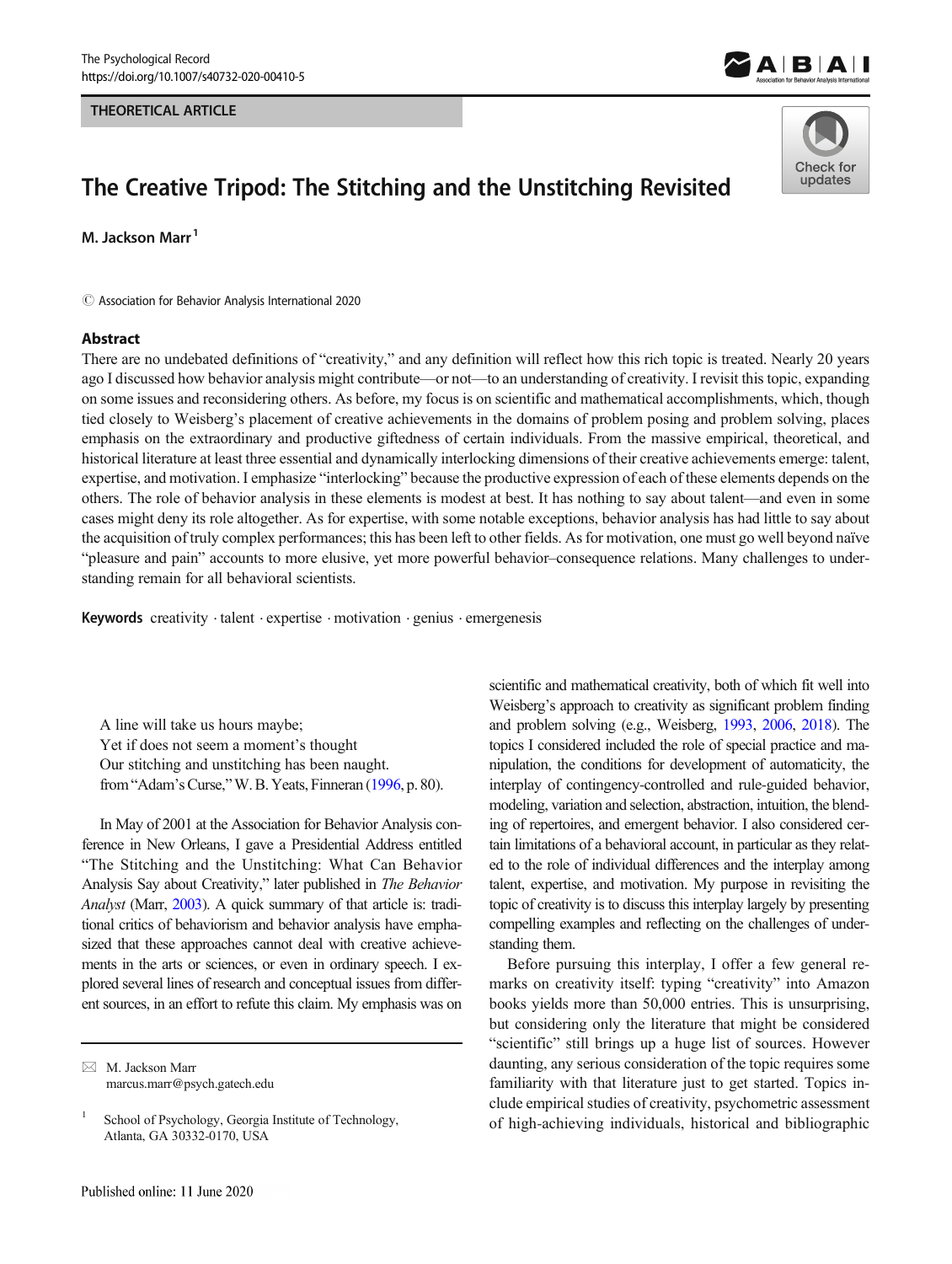THEORETICAL ARTICLE

# The Creative Tripod: The Stitching and the Unstitching Revisited

M. Jackson Marr[1]

© Association for Behavior Analysis International 2020

## Abstract

There are no undebated definitions of "creativity," and any definition will reflect how this rich topic is treated. Nearly 20 years ago I discussed how behavior analysis might contribute—or not—to an understanding of creativity. I revisit this topic, expanding on some issues and reconsidering others. As before, my focus is on scientific and mathematical accomplishments, which, though tied closely to Weisberg's placement of creative achievements in the domains of problem posing and problem solving, places emphasis on the extraordinary and productive giftedness of certain individuals. From the massive empirical, theoretical, and historical literature at least three essential and dynamically interlocking dimensions of their creative achievements emerge: talent, expertise, and motivation. I emphasize "interlocking" because the productive expression of each of these elements depends on the others. The role of behavior analysis in these elements is modest at best. It has nothing to say about talent—and even in some cases might deny its role altogether. As for expertise, with some notable exceptions, behavior analysis has had little to say about the acquisition of truly complex performances; this has been left to other fields. As for motivation, one must go well beyond naïve "pleasure and pain" accounts to more elusive, yet more powerful behavior–consequence relations. Many challenges to understanding remain for all behavioral scientists.

**Keywords** creativity · talent · expertise · motivation · genius · emergenesis

> A line will take us hours maybe;
> Yet if does not seem a moment's thought
> Our stitching and unstitching has been naught.
> from "Adam's Curse," W. B. Yeats, Finneran (1996, p. 80).

In May of 2001 at the Association for Behavior Analysis conference in New Orleans, I gave a Presidential Address entitled "The Stitching and the Unstitching: What Can Behavior Analysis Say about Creativity," later published in *The Behavior Analyst* (Marr, 2003). A quick summary of that article is: traditional critics of behaviorism and behavior analysis have emphasized that these approaches cannot deal with creative achievements in the arts or sciences, or even in ordinary speech. I explored several lines of research and conceptual issues from different sources, in an effort to refute this claim. My emphasis was on scientific and mathematical creativity, both of which fit well into Weisberg's approach to creativity as significant problem finding and problem solving (e.g., Weisberg, 1993, 2006, 2018). The topics I considered included the role of special practice and manipulation, the conditions for development of automaticity, the interplay of contingency-controlled and rule-guided behavior, modeling, variation and selection, abstraction, intuition, the blending of repertoires, and emergent behavior. I also considered certain limitations of a behavioral account, in particular as they related to the role of individual differences and the interplay among talent, expertise, and motivation. My purpose in revisiting the topic of creativity is to discuss this interplay largely by presenting compelling examples and reflecting on the challenges of understanding them.

Before pursuing this interplay, I offer a few general remarks on creativity itself: typing "creativity" into Amazon books yields more than 50,000 entries. This is unsurprising, but considering only the literature that might be considered "scientific" still brings up a huge list of sources. However daunting, any serious consideration of the topic requires some familiarity with that literature just to get started. Topics include empirical studies of creativity, psychometric assessment of high-achieving individuals, historical and bibliographic

---

✉ M. Jackson Marr
marcus.marr@psych.gatech.edu

[1] School of Psychology, Georgia Institute of Technology, Atlanta, GA 30332-0170, USA

Published online: 11 June 2020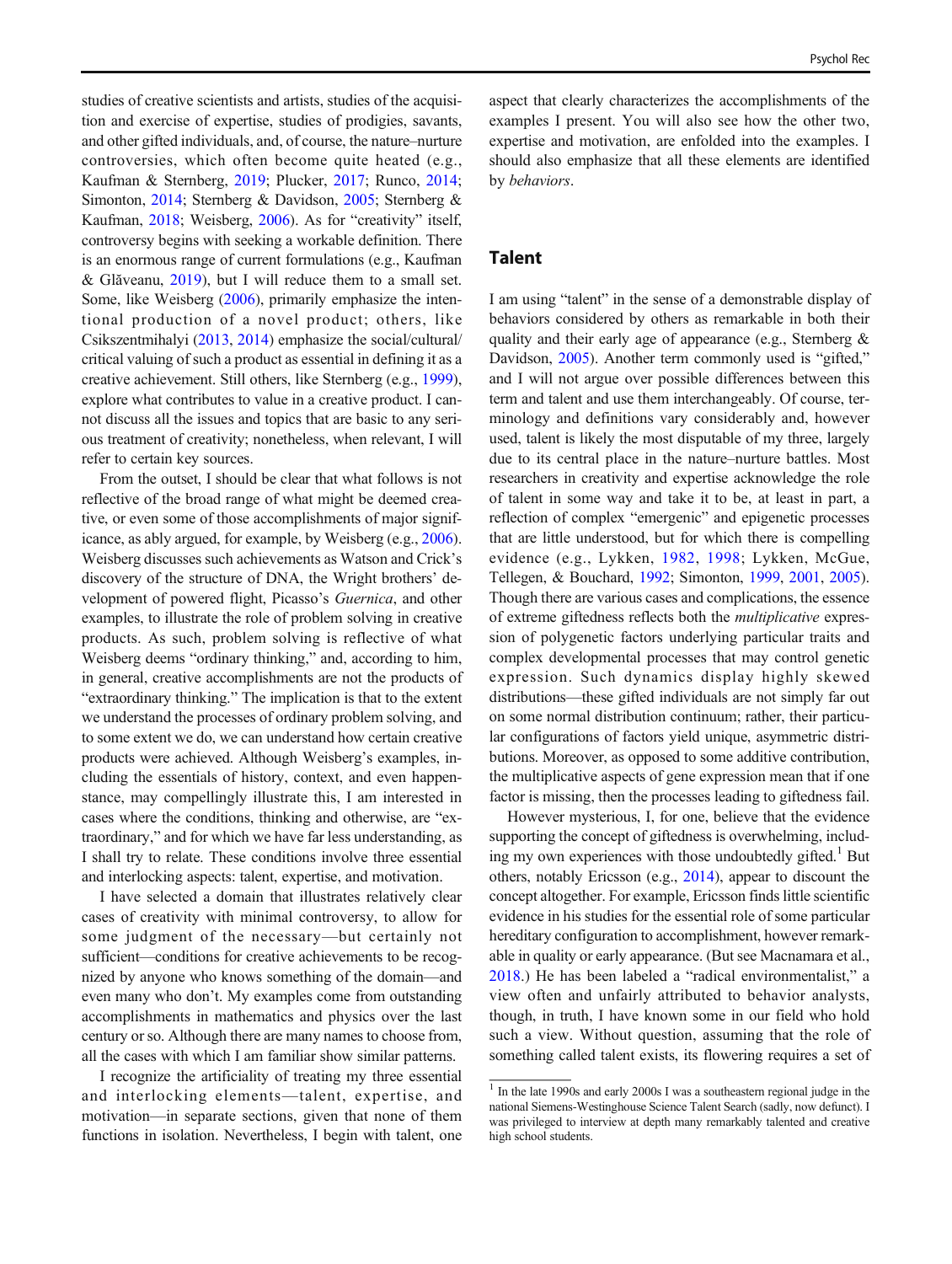studies of creative scientists and artists, studies of the acquisition and exercise of expertise, studies of prodigies, savants, and other gifted individuals, and, of course, the nature–nurture controversies, which often become quite heated (e.g., Kaufman & Sternberg, 2019; Plucker, 2017; Runco, 2014; Simonton, 2014; Sternberg & Davidson, 2005; Sternberg & Kaufman, 2018; Weisberg, 2006). As for "creativity" itself, controversy begins with seeking a workable definition. There is an enormous range of current formulations (e.g., Kaufman & Glăveanu, 2019), but I will reduce them to a small set. Some, like Weisberg (2006), primarily emphasize the intentional production of a novel product; others, like Csikszentmihalyi (2013, 2014) emphasize the social/cultural/critical valuing of such a product as essential in defining it as a creative achievement. Still others, like Sternberg (e.g., 1999), explore what contributes to value in a creative product. I cannot discuss all the issues and topics that are basic to any serious treatment of creativity; nonetheless, when relevant, I will refer to certain key sources.

From the outset, I should be clear that what follows is not reflective of the broad range of what might be deemed creative, or even some of those accomplishments of major significance, as ably argued, for example, by Weisberg (e.g., 2006). Weisberg discusses such achievements as Watson and Crick's discovery of the structure of DNA, the Wright brothers' development of powered flight, Picasso's *Guernica*, and other examples, to illustrate the role of problem solving in creative products. As such, problem solving is reflective of what Weisberg deems "ordinary thinking," and, according to him, in general, creative accomplishments are not the products of "extraordinary thinking." The implication is that to the extent we understand the processes of ordinary problem solving, and to some extent we do, we can understand how certain creative products were achieved. Although Weisberg's examples, including the essentials of history, context, and even happenstance, may compellingly illustrate this, I am interested in cases where the conditions, thinking and otherwise, are "extraordinary," and for which we have far less understanding, as I shall try to relate. These conditions involve three essential and interlocking aspects: talent, expertise, and motivation.

I have selected a domain that illustrates relatively clear cases of creativity with minimal controversy, to allow for some judgment of the necessary—but certainly not sufficient—conditions for creative achievements to be recognized by anyone who knows something of the domain—and even many who don't. My examples come from outstanding accomplishments in mathematics and physics over the last century or so. Although there are many names to choose from, all the cases with which I am familiar show similar patterns.

I recognize the artificiality of treating my three essential and interlocking elements—talent, expertise, and motivation—in separate sections, given that none of them functions in isolation. Nevertheless, I begin with talent, one aspect that clearly characterizes the accomplishments of the examples I present. You will also see how the other two, expertise and motivation, are enfolded into the examples. I should also emphasize that all these elements are identified by *behaviors*.

## Talent

I am using "talent" in the sense of a demonstrable display of behaviors considered by others as remarkable in both their quality and their early age of appearance (e.g., Sternberg & Davidson, 2005). Another term commonly used is "gifted," and I will not argue over possible differences between this term and talent and use them interchangeably. Of course, terminology and definitions vary considerably and, however used, talent is likely the most disputable of my three, largely due to its central place in the nature–nurture battles. Most researchers in creativity and expertise acknowledge the role of talent in some way and take it to be, at least in part, a reflection of complex "emergenic" and epigenetic processes that are little understood, but for which there is compelling evidence (e.g., Lykken, 1982, 1998; Lykken, McGue, Tellegen, & Bouchard, 1992; Simonton, 1999, 2001, 2005). Though there are various cases and complications, the essence of extreme giftedness reflects both the *multiplicative* expression of polygenetic factors underlying particular traits and complex developmental processes that may control genetic expression. Such dynamics display highly skewed distributions—these gifted individuals are not simply far out on some normal distribution continuum; rather, their particular configurations of factors yield unique, asymmetric distributions. Moreover, as opposed to some additive contribution, the multiplicative aspects of gene expression mean that if one factor is missing, then the processes leading to giftedness fail.

However mysterious, I, for one, believe that the evidence supporting the concept of giftedness is overwhelming, including my own experiences with those undoubtedly gifted.[1] But others, notably Ericsson (e.g., 2014), appear to discount the concept altogether. For example, Ericsson finds little scientific evidence in his studies for the essential role of some particular hereditary configuration to accomplishment, however remarkable in quality or early appearance. (But see Macnamara et al., 2018.) He has been labeled a "radical environmentalist," a view often and unfairly attributed to behavior analysts, though, in truth, I have known some in our field who hold such a view. Without question, assuming that the role of something called talent exists, its flowering requires a set of

[1] In the late 1990s and early 2000s I was a southeastern regional judge in the national Siemens-Westinghouse Science Talent Search (sadly, now defunct). I was privileged to interview at depth many remarkably talented and creative high school students.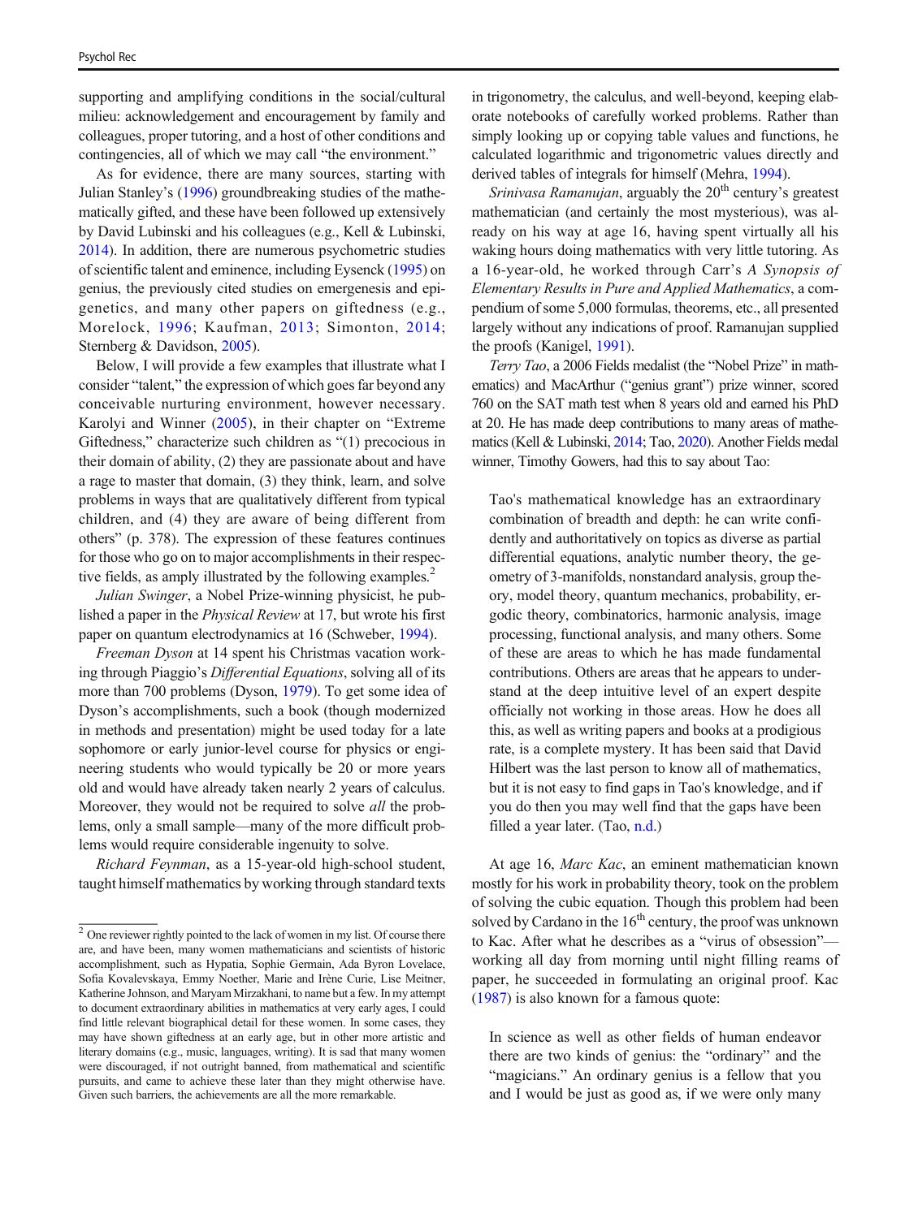supporting and amplifying conditions in the social/cultural milieu: acknowledgement and encouragement by family and colleagues, proper tutoring, and a host of other conditions and contingencies, all of which we may call "the environment."

As for evidence, there are many sources, starting with Julian Stanley's (1996) groundbreaking studies of the mathematically gifted, and these have been followed up extensively by David Lubinski and his colleagues (e.g., Kell & Lubinski, 2014). In addition, there are numerous psychometric studies of scientific talent and eminence, including Eysenck (1995) on genius, the previously cited studies on emergenesis and epigenetics, and many other papers on giftedness (e.g., Morelock, 1996; Kaufman, 2013; Simonton, 2014; Sternberg & Davidson, 2005).

Below, I will provide a few examples that illustrate what I consider "talent," the expression of which goes far beyond any conceivable nurturing environment, however necessary. Karolyi and Winner (2005), in their chapter on "Extreme Giftedness," characterize such children as "(1) precocious in their domain of ability, (2) they are passionate about and have a rage to master that domain, (3) they think, learn, and solve problems in ways that are qualitatively different from typical children, and (4) they are aware of being different from others" (p. 378). The expression of these features continues for those who go on to major accomplishments in their respective fields, as amply illustrated by the following examples.[2]

*Julian Swinger*, a Nobel Prize-winning physicist, he published a paper in the *Physical Review* at 17, but wrote his first paper on quantum electrodynamics at 16 (Schweber, 1994).

*Freeman Dyson* at 14 spent his Christmas vacation working through Piaggio's *Differential Equations*, solving all of its more than 700 problems (Dyson, 1979). To get some idea of Dyson's accomplishments, such a book (though modernized in methods and presentation) might be used today for a late sophomore or early junior-level course for physics or engineering students who would typically be 20 or more years old and would have already taken nearly 2 years of calculus. Moreover, they would not be required to solve *all* the problems, only a small sample—many of the more difficult problems would require considerable ingenuity to solve.

*Richard Feynman*, as a 15-year-old high-school student, taught himself mathematics by working through standard texts in trigonometry, the calculus, and well-beyond, keeping elaborate notebooks of carefully worked problems. Rather than simply looking up or copying table values and functions, he calculated logarithmic and trigonometric values directly and derived tables of integrals for himself (Mehra, 1994).

*Srinivasa Ramanujan*, arguably the 20th century's greatest mathematician (and certainly the most mysterious), was already on his way at age 16, having spent virtually all his waking hours doing mathematics with very little tutoring. As a 16-year-old, he worked through Carr's *A Synopsis of Elementary Results in Pure and Applied Mathematics*, a compendium of some 5,000 formulas, theorems, etc., all presented largely without any indications of proof. Ramanujan supplied the proofs (Kanigel, 1991).

*Terry Tao*, a 2006 Fields medalist (the "Nobel Prize" in mathematics) and MacArthur ("genius grant") prize winner, scored 760 on the SAT math test when 8 years old and earned his PhD at 20. He has made deep contributions to many areas of mathematics (Kell & Lubinski, 2014; Tao, 2020). Another Fields medal winner, Timothy Gowers, had this to say about Tao:

> Tao's mathematical knowledge has an extraordinary combination of breadth and depth: he can write confidently and authoritatively on topics as diverse as partial differential equations, analytic number theory, the geometry of 3-manifolds, nonstandard analysis, group theory, model theory, quantum mechanics, probability, ergodic theory, combinatorics, harmonic analysis, image processing, functional analysis, and many others. Some of these are areas to which he has made fundamental contributions. Others are areas that he appears to understand at the deep intuitive level of an expert despite officially not working in those areas. How he does all this, as well as writing papers and books at a prodigious rate, is a complete mystery. It has been said that David Hilbert was the last person to know all of mathematics, but it is not easy to find gaps in Tao's knowledge, and if you do then you may well find that the gaps have been filled a year later. (Tao, n.d.)

At age 16, *Marc Kac*, an eminent mathematician known mostly for his work in probability theory, took on the problem of solving the cubic equation. Though this problem had been solved by Cardano in the 16th century, the proof was unknown to Kac. After what he describes as a "virus of obsession"—working all day from morning until night filling reams of paper, he succeeded in formulating an original proof. Kac (1987) is also known for a famous quote:

> In science as well as other fields of human endeavor there are two kinds of genius: the "ordinary" and the "magicians." An ordinary genius is a fellow that you and I would be just as good as, if we were only many

[2] One reviewer rightly pointed to the lack of women in my list. Of course there are, and have been, many women mathematicians and scientists of historic accomplishment, such as Hypatia, Sophie Germain, Ada Byron Lovelace, Sofia Kovalevskaya, Emmy Noether, Marie and Irène Curie, Lise Meitner, Katherine Johnson, and Maryam Mirzakhani, to name but a few. In my attempt to document extraordinary abilities in mathematics at very early ages, I could find little relevant biographical detail for these women. In some cases, they may have shown giftedness at an early age, but in other more artistic and literary domains (e.g., music, languages, writing). It is sad that many women were discouraged, if not outright banned, from mathematical and scientific pursuits, and came to achieve these later than they might otherwise have. Given such barriers, the achievements are all the more remarkable.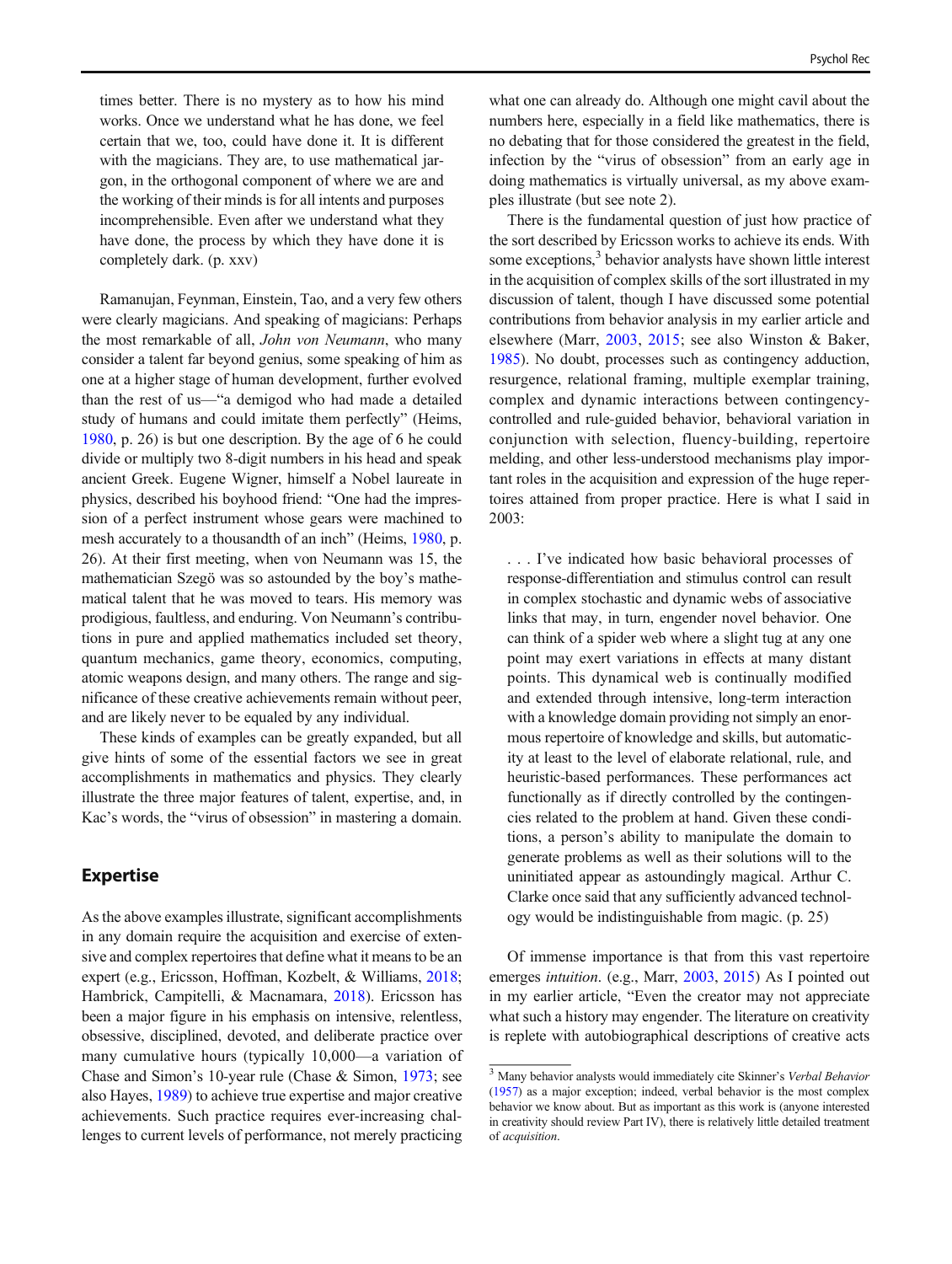times better. There is no mystery as to how his mind works. Once we understand what he has done, we feel certain that we, too, could have done it. It is different with the magicians. They are, to use mathematical jargon, in the orthogonal component of where we are and the working of their minds is for all intents and purposes incomprehensible. Even after we understand what they have done, the process by which they have done it is completely dark. (p. xxv)

Ramanujan, Feynman, Einstein, Tao, and a very few others were clearly magicians. And speaking of magicians: Perhaps the most remarkable of all, *John von Neumann*, who many consider a talent far beyond genius, some speaking of him as one at a higher stage of human development, further evolved than the rest of us—"a demigod who had made a detailed study of humans and could imitate them perfectly" (Heims, 1980, p. 26) is but one description. By the age of 6 he could divide or multiply two 8-digit numbers in his head and speak ancient Greek. Eugene Wigner, himself a Nobel laureate in physics, described his boyhood friend: "One had the impression of a perfect instrument whose gears were machined to mesh accurately to a thousandth of an inch" (Heims, 1980, p. 26). At their first meeting, when von Neumann was 15, the mathematician Szegö was so astounded by the boy's mathematical talent that he was moved to tears. His memory was prodigious, faultless, and enduring. Von Neumann's contributions in pure and applied mathematics included set theory, quantum mechanics, game theory, economics, computing, atomic weapons design, and many others. The range and significance of these creative achievements remain without peer, and are likely never to be equaled by any individual.

These kinds of examples can be greatly expanded, but all give hints of some of the essential factors we see in great accomplishments in mathematics and physics. They clearly illustrate the three major features of talent, expertise, and, in Kac's words, the "virus of obsession" in mastering a domain.

## Expertise

As the above examples illustrate, significant accomplishments in any domain require the acquisition and exercise of extensive and complex repertoires that define what it means to be an expert (e.g., Ericsson, Hoffman, Kozbelt, & Williams, 2018; Hambrick, Campitelli, & Macnamara, 2018). Ericsson has been a major figure in his emphasis on intensive, relentless, obsessive, disciplined, devoted, and deliberate practice over many cumulative hours (typically 10,000—a variation of Chase and Simon's 10-year rule (Chase & Simon, 1973; see also Hayes, 1989) to achieve true expertise and major creative achievements. Such practice requires ever-increasing challenges to current levels of performance, not merely practicing what one can already do. Although one might cavil about the numbers here, especially in a field like mathematics, there is no debating that for those considered the greatest in the field, infection by the "virus of obsession" from an early age in doing mathematics is virtually universal, as my above examples illustrate (but see note 2).

There is the fundamental question of just how practice of the sort described by Ericsson works to achieve its ends. With some exceptions,[3] behavior analysts have shown little interest in the acquisition of complex skills of the sort illustrated in my discussion of talent, though I have discussed some potential contributions from behavior analysis in my earlier article and elsewhere (Marr, 2003, 2015; see also Winston & Baker, 1985). No doubt, processes such as contingency adduction, resurgence, relational framing, multiple exemplar training, complex and dynamic interactions between contingency-controlled and rule-guided behavior, behavioral variation in conjunction with selection, fluency-building, repertoire melding, and other less-understood mechanisms play important roles in the acquisition and expression of the huge repertoires attained from proper practice. Here is what I said in 2003:

> . . . I've indicated how basic behavioral processes of response-differentiation and stimulus control can result in complex stochastic and dynamic webs of associative links that may, in turn, engender novel behavior. One can think of a spider web where a slight tug at any one point may exert variations in effects at many distant points. This dynamical web is continually modified and extended through intensive, long-term interaction with a knowledge domain providing not simply an enormous repertoire of knowledge and skills, but automaticity at least to the level of elaborate relational, rule, and heuristic-based performances. These performances act functionally as if directly controlled by the contingencies related to the problem at hand. Given these conditions, a person's ability to manipulate the domain to generate problems as well as their solutions will to the uninitiated appear as astoundingly magical. Arthur C. Clarke once said that any sufficiently advanced technology would be indistinguishable from magic. (p. 25)

Of immense importance is that from this vast repertoire emerges *intuition*. (e.g., Marr, 2003, 2015) As I pointed out in my earlier article, "Even the creator may not appreciate what such a history may engender. The literature on creativity is replete with autobiographical descriptions of creative acts

[3] Many behavior analysts would immediately cite Skinner's *Verbal Behavior* (1957) as a major exception; indeed, verbal behavior is the most complex behavior we know about. But as important as this work is (anyone interested in creativity should review Part IV), there is relatively little detailed treatment of *acquisition*.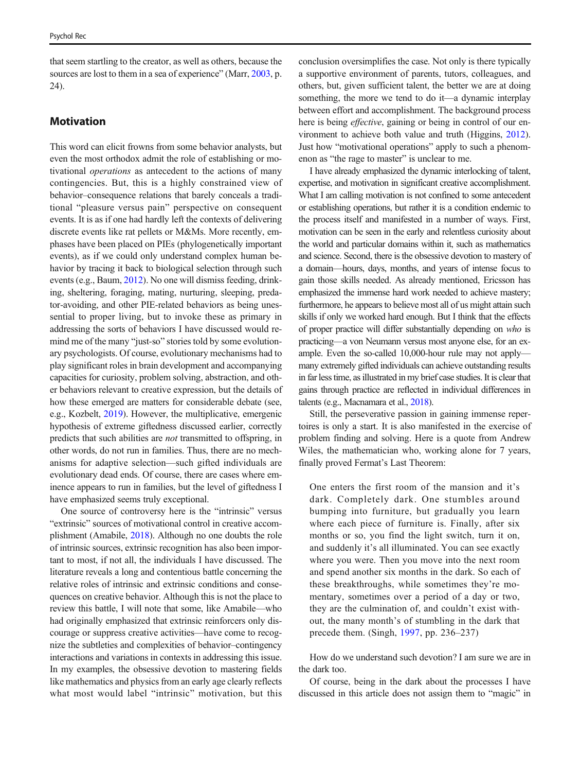that seem startling to the creator, as well as others, because the sources are lost to them in a sea of experience" (Marr, 2003, p. 24).

## Motivation

This word can elicit frowns from some behavior analysts, but even the most orthodox admit the role of establishing or motivational *operations* as antecedent to the actions of many contingencies. But, this is a highly constrained view of behavior–consequence relations that barely conceals a traditional "pleasure versus pain" perspective on consequent events. It is as if one had hardly left the contexts of delivering discrete events like rat pellets or M&Ms. More recently, emphases have been placed on PIEs (phylogenetically important events), as if we could only understand complex human behavior by tracing it back to biological selection through such events (e.g., Baum, 2012). No one will dismiss feeding, drinking, sheltering, foraging, mating, nurturing, sleeping, predator-avoiding, and other PIE-related behaviors as being unessential to proper living, but to invoke these as primary in addressing the sorts of behaviors I have discussed would remind me of the many "just-so" stories told by some evolutionary psychologists. Of course, evolutionary mechanisms had to play significant roles in brain development and accompanying capacities for curiosity, problem solving, abstraction, and other behaviors relevant to creative expression, but the details of how these emerged are matters for considerable debate (see, e.g., Kozbelt, 2019). However, the multiplicative, emergenic hypothesis of extreme giftedness discussed earlier, correctly predicts that such abilities are *not* transmitted to offspring, in other words, do not run in families. Thus, there are no mechanisms for adaptive selection—such gifted individuals are evolutionary dead ends. Of course, there are cases where eminence appears to run in families, but the level of giftedness I have emphasized seems truly exceptional.

One source of controversy here is the "intrinsic" versus "extrinsic" sources of motivational control in creative accomplishment (Amabile, 2018). Although no one doubts the role of intrinsic sources, extrinsic recognition has also been important to most, if not all, the individuals I have discussed. The literature reveals a long and contentious battle concerning the relative roles of intrinsic and extrinsic conditions and consequences on creative behavior. Although this is not the place to review this battle, I will note that some, like Amabile—who had originally emphasized that extrinsic reinforcers only discourage or suppress creative activities—have come to recognize the subtleties and complexities of behavior–contingency interactions and variations in contexts in addressing this issue. In my examples, the obsessive devotion to mastering fields like mathematics and physics from an early age clearly reflects what most would label "intrinsic" motivation, but this conclusion oversimplifies the case. Not only is there typically a supportive environment of parents, tutors, colleagues, and others, but, given sufficient talent, the better we are at doing something, the more we tend to do it—a dynamic interplay between effort and accomplishment. The background process here is being *effective*, gaining or being in control of our environment to achieve both value and truth (Higgins, 2012). Just how "motivational operations" apply to such a phenomenon as "the rage to master" is unclear to me.

I have already emphasized the dynamic interlocking of talent, expertise, and motivation in significant creative accomplishment. What I am calling motivation is not confined to some antecedent or establishing operations, but rather it is a condition endemic to the process itself and manifested in a number of ways. First, motivation can be seen in the early and relentless curiosity about the world and particular domains within it, such as mathematics and science. Second, there is the obsessive devotion to mastery of a domain—hours, days, months, and years of intense focus to gain those skills needed. As already mentioned, Ericsson has emphasized the immense hard work needed to achieve mastery; furthermore, he appears to believe most all of us might attain such skills if only we worked hard enough. But I think that the effects of proper practice will differ substantially depending on *who* is practicing—a von Neumann versus most anyone else, for an example. Even the so-called 10,000-hour rule may not apply—many extremely gifted individuals can achieve outstanding results in far less time, as illustrated in my brief case studies. It is clear that gains through practice are reflected in individual differences in talents (e.g., Macnamara et al., 2018).

Still, the perseverative passion in gaining immense repertoires is only a start. It is also manifested in the exercise of problem finding and solving. Here is a quote from Andrew Wiles, the mathematician who, working alone for 7 years, finally proved Fermat's Last Theorem:

> One enters the first room of the mansion and it's dark. Completely dark. One stumbles around bumping into furniture, but gradually you learn where each piece of furniture is. Finally, after six months or so, you find the light switch, turn it on, and suddenly it's all illuminated. You can see exactly where you were. Then you move into the next room and spend another six months in the dark. So each of these breakthroughs, while sometimes they're momentary, sometimes over a period of a day or two, they are the culmination of, and couldn't exist without, the many month's of stumbling in the dark that precede them. (Singh, 1997, pp. 236–237)

How do we understand such devotion? I am sure we are in the dark too.

Of course, being in the dark about the processes I have discussed in this article does not assign them to "magic" in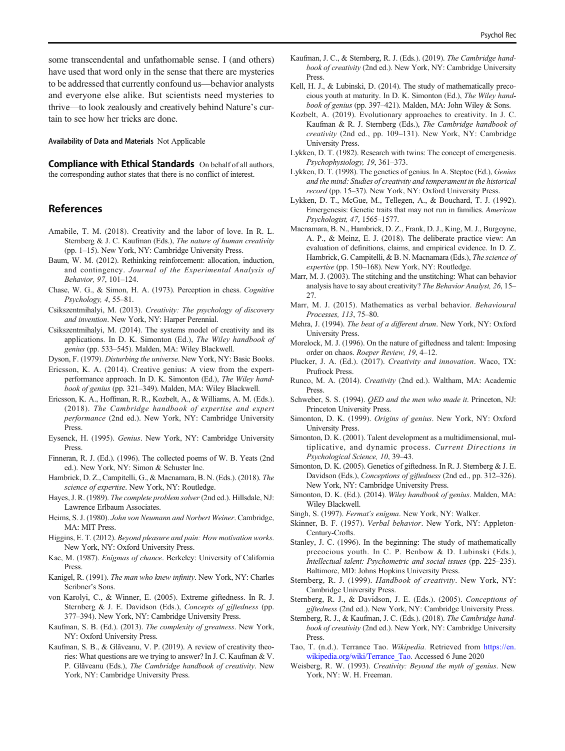some transcendental and unfathomable sense. I (and others) have used that word only in the sense that there are mysteries to be addressed that currently confound us—behavior analysts and everyone else alike. But scientists need mysteries to thrive—to look zealously and creatively behind Nature's curtain to see how her tricks are done.

**Availability of Data and Materials** Not Applicable

**Compliance with Ethical Standards** On behalf of all authors, the corresponding author states that there is no conflict of interest.

## References

Amabile, T. M. (2018). Creativity and the labor of love. In R. L. Sternberg & J. C. Kaufman (Eds.), *The nature of human creativity* (pp. 1–15). New York, NY: Cambridge University Press.

Baum, W. M. (2012). Rethinking reinforcement: allocation, induction, and contingency. *Journal of the Experimental Analysis of Behavior, 97*, 101–124.

Chase, W. G., & Simon, H. A. (1973). Perception in chess. *Cognitive Psychology, 4*, 55–81.

Csikszentmihalyi, M. (2013). *Creativity: The psychology of discovery and invention*. New York, NY: Harper Perennial.

Csikszentmihalyi, M. (2014). The systems model of creativity and its applications. In D. K. Simonton (Ed.), *The Wiley handbook of genius* (pp. 533–545). Malden, MA: Wiley Blackwell.

Dyson, F. (1979). *Disturbing the universe*. New York, NY: Basic Books.

Ericsson, K. A. (2014). Creative genius: A view from the expert-performance approach. In D. K. Simonton (Ed.), *The Wiley handbook of genius* (pp. 321–349). Malden, MA: Wiley Blackwell.

Ericsson, K. A., Hoffman, R. R., Kozbelt, A., & Williams, A. M. (Eds.). (2018). *The Cambridge handbook of expertise and expert performance* (2nd ed.). New York, NY: Cambridge University Press.

Eysenck, H. (1995). *Genius*. New York, NY: Cambridge University Press.

Finneran, R. J. (Ed.). (1996). The collected poems of W. B. Yeats (2nd ed.). New York, NY: Simon & Schuster Inc.

Hambrick, D. Z., Campitelli, G., & Macnamara, B. N. (Eds.). (2018). *The science of expertise*. New York, NY: Routledge.

Hayes, J. R. (1989). *The complete problem solver* (2nd ed.). Hillsdale, NJ: Lawrence Erlbaum Associates.

Heims, S. J. (1980). *John von Neumann and Norbert Weiner*. Cambridge, MA: MIT Press.

Higgins, E. T. (2012). *Beyond pleasure and pain: How motivation works*. New York, NY: Oxford University Press.

Kac, M. (1987). *Enigmas of chance*. Berkeley: University of California Press.

Kanigel, R. (1991). *The man who knew infinity*. New York, NY: Charles Scribner's Sons.

von Karolyi, C., & Winner, E. (2005). Extreme giftedness. In R. J. Sternberg & J. E. Davidson (Eds.), *Concepts of giftedness* (pp. 377–394). New York, NY: Cambridge University Press.

Kaufman, S. B. (Ed.). (2013). *The complexity of greatness*. New York, NY: Oxford University Press.

Kaufman, S. B., & Glăveanu, V. P. (2019). A review of creativity theories: What questions are we trying to answer? In J. C. Kaufman & V. P. Glăveanu (Eds.), *The Cambridge handbook of creativity*. New York, NY: Cambridge University Press.

Kaufman, J. C., & Sternberg, R. J. (Eds.). (2019). *The Cambridge handbook of creativity* (2nd ed.). New York, NY: Cambridge University Press.

Kell, H. J., & Lubinski, D. (2014). The study of mathematically precocious youth at maturity. In D. K. Simonton (Ed.), *The Wiley handbook of genius* (pp. 397–421). Malden, MA: John Wiley & Sons.

Kozbelt, A. (2019). Evolutionary approaches to creativity. In J. C. Kaufman & R. J. Sternberg (Eds.), *The Cambridge handbook of creativity* (2nd ed., pp. 109–131). New York, NY: Cambridge University Press.

Lykken, D. T. (1982). Research with twins: The concept of emergenesis. *Psychophysiology, 19*, 361–373.

Lykken, D. T. (1998). The genetics of genius. In A. Steptoe (Ed.), *Genius and the mind: Studies of creativity and temperament in the historical record* (pp. 15–37). New York, NY: Oxford University Press.

Lykken, D. T., McGue, M., Tellegen, A., & Bouchard, T. J. (1992). Emergenesis: Genetic traits that may not run in families. *American Psychologist, 47*, 1565–1577.

Macnamara, B. N., Hambrick, D. Z., Frank, D. J., King, M. J., Burgoyne, A. P., & Meinz, E. J. (2018). The deliberate practice view: An evaluation of definitions, claims, and empirical evidence. In D. Z. Hambrick, G. Campitelli, & B. N. Macnamara (Eds.), *The science of expertise* (pp. 150–168). New York, NY: Routledge.

Marr, M. J. (2003). The stitching and the unstitching: What can behavior analysis have to say about creativity? *The Behavior Analyst, 26*, 15–27.

Marr, M. J. (2015). Mathematics as verbal behavior. *Behavioural Processes, 113*, 75–80.

Mehra, J. (1994). *The beat of a different drum*. New York, NY: Oxford University Press.

Morelock, M. J. (1996). On the nature of giftedness and talent: Imposing order on chaos. *Roeper Review, 19*, 4–12.

Plucker, J. A. (Ed.). (2017). *Creativity and innovation*. Waco, TX: Prufrock Press.

Runco, M. A. (2014). *Creativity* (2nd ed.). Waltham, MA: Academic Press.

Schweber, S. S. (1994). *QED and the men who made it*. Princeton, NJ: Princeton University Press.

Simonton, D. K. (1999). *Origins of genius*. New York, NY: Oxford University Press.

Simonton, D. K. (2001). Talent development as a multidimensional, multiplicative, and dynamic process. *Current Directions in Psychological Science, 10*, 39–43.

Simonton, D. K. (2005). Genetics of giftedness. In R. J. Sternberg & J. E. Davidson (Eds.), *Conceptions of giftedness* (2nd ed., pp. 312–326). New York, NY: Cambridge University Press.

Simonton, D. K. (Ed.). (2014). *Wiley handbook of genius*. Malden, MA: Wiley Blackwell.

Singh, S. (1997). *Fermat's enigma*. New York, NY: Walker.

Skinner, B. F. (1957). *Verbal behavior*. New York, NY: Appleton-Century-Crofts.

Stanley, J. C. (1996). In the beginning: The study of mathematically precocious youth. In C. P. Benbow & D. Lubinski (Eds.), *Intellectual talent: Psychometric and social issues* (pp. 225–235). Baltimore, MD: Johns Hopkins University Press.

Sternberg, R. J. (1999). *Handbook of creativity*. New York, NY: Cambridge University Press.

Sternberg, R. J., & Davidson, J. E. (Eds.). (2005). *Conceptions of giftedness* (2nd ed.). New York, NY: Cambridge University Press.

Sternberg, R. J., & Kaufman, J. C. (Eds.). (2018). *The Cambridge handbook of creativity* (2nd ed.). New York, NY: Cambridge University Press.

Tao, T. (n.d.). Terrance Tao. *Wikipedia.* Retrieved from https://en.wikipedia.org/wiki/Terrance_Tao. Accessed 6 June 2020

Weisberg, R. W. (1993). *Creativity: Beyond the myth of genius*. New York, NY: W. H. Freeman.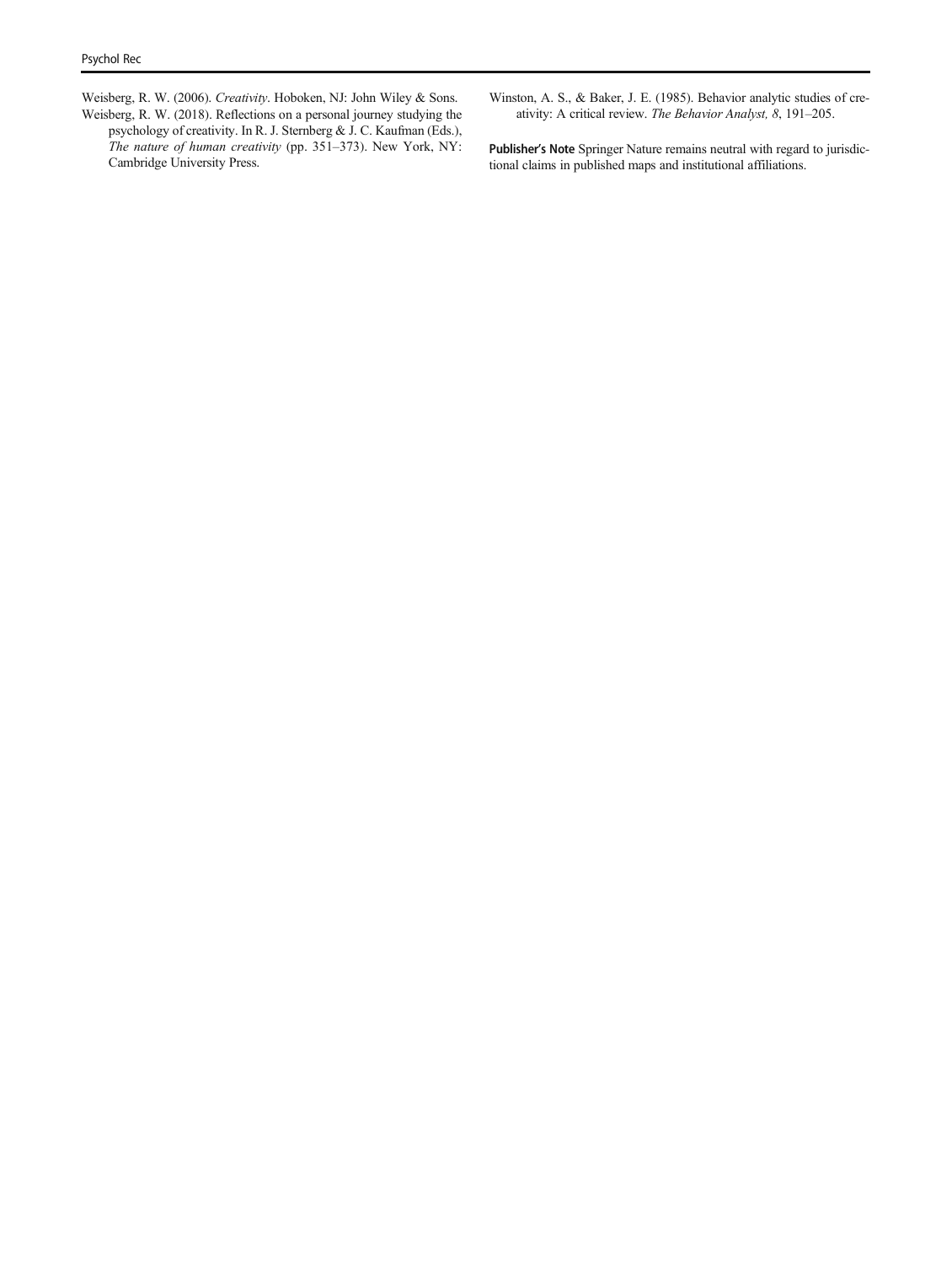Weisberg, R. W. (2006). *Creativity*. Hoboken, NJ: John Wiley & Sons.

Weisberg, R. W. (2018). Reflections on a personal journey studying the psychology of creativity. In R. J. Sternberg & J. C. Kaufman (Eds.), *The nature of human creativity* (pp. 351–373). New York, NY: Cambridge University Press.

Winston, A. S., & Baker, J. E. (1985). Behavior analytic studies of creativity: A critical review. *The Behavior Analyst, 8*, 191–205.

**Publisher's Note** Springer Nature remains neutral with regard to jurisdictional claims in published maps and institutional affiliations.